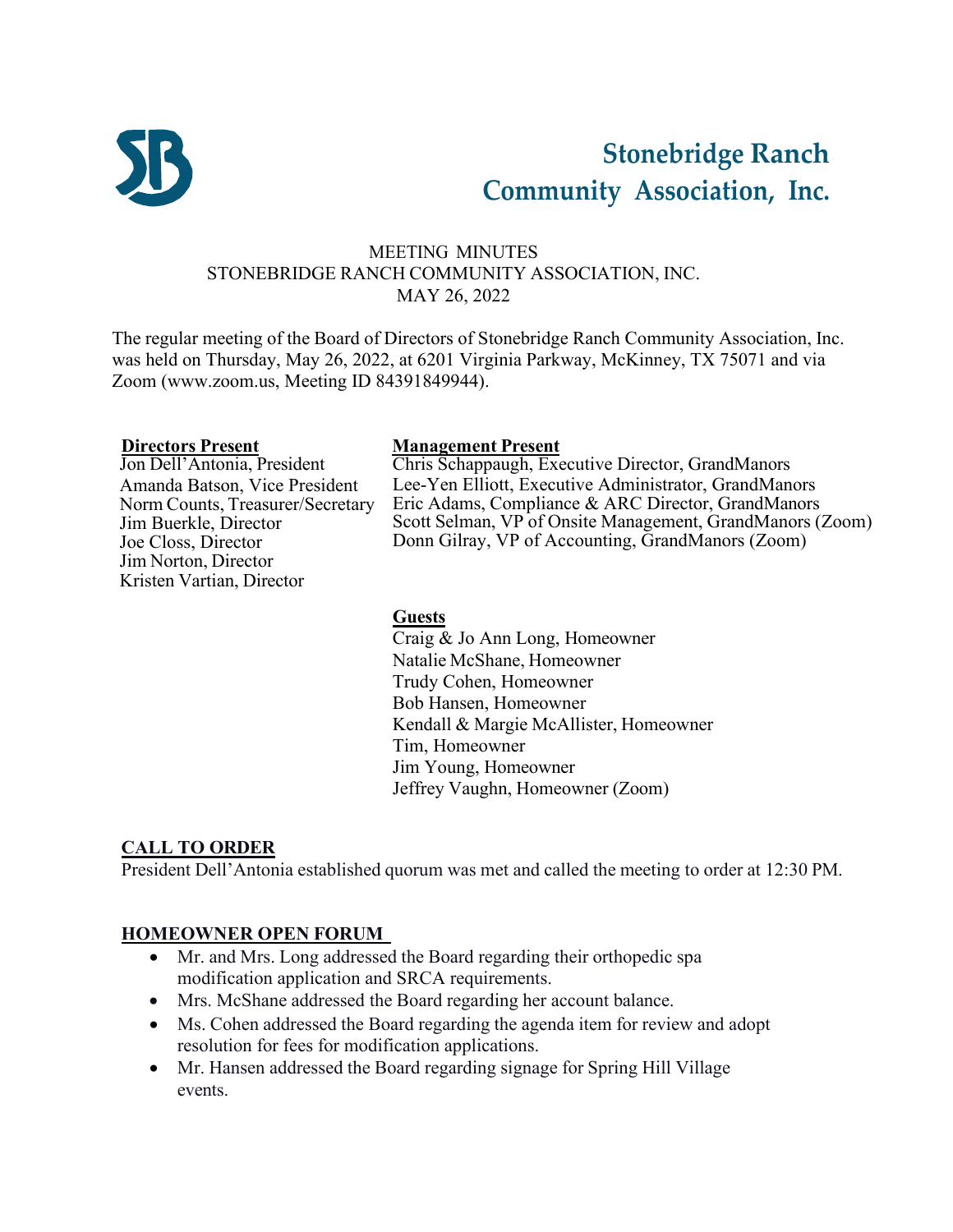# Stonebridge Ranch Community Association, Inc.

MEETING MINUTES
STONEBRIDGE RANCH COMMUNITY ASSOCIATION, INC.
MAY 26, 2022

The regular meeting of the Board of Directors of Stonebridge Ranch Community Association, Inc. was held on Thursday, May 26, 2022, at 6201 Virginia Parkway, McKinney, TX 75071 and via Zoom (www.zoom.us, Meeting ID 84391849944).

**Directors Present**
Jon Dell'Antonia, President
Amanda Batson, Vice President
Norm Counts, Treasurer/Secretary
Jim Buerkle, Director
Joe Closs, Director
Jim Norton, Director
Kristen Vartian, Director

**Management Present**
Chris Schappaugh, Executive Director, GrandManors
Lee-Yen Elliott, Executive Administrator, GrandManors
Eric Adams, Compliance & ARC Director, GrandManors
Scott Selman, VP of Onsite Management, GrandManors (Zoom)
Donn Gilray, VP of Accounting, GrandManors (Zoom)

**Guests**
Craig & Jo Ann Long, Homeowner
Natalie McShane, Homeowner
Trudy Cohen, Homeowner
Bob Hansen, Homeowner
Kendall & Margie McAllister, Homeowner
Tim, Homeowner
Jim Young, Homeowner
Jeffrey Vaughn, Homeowner (Zoom)

## CALL TO ORDER

President Dell'Antonia established quorum was met and called the meeting to order at 12:30 PM.

## HOMEOWNER OPEN FORUM

- Mr. and Mrs. Long addressed the Board regarding their orthopedic spa modification application and SRCA requirements.
- Mrs. McShane addressed the Board regarding her account balance.
- Ms. Cohen addressed the Board regarding the agenda item for review and adopt resolution for fees for modification applications.
- Mr. Hansen addressed the Board regarding signage for Spring Hill Village events.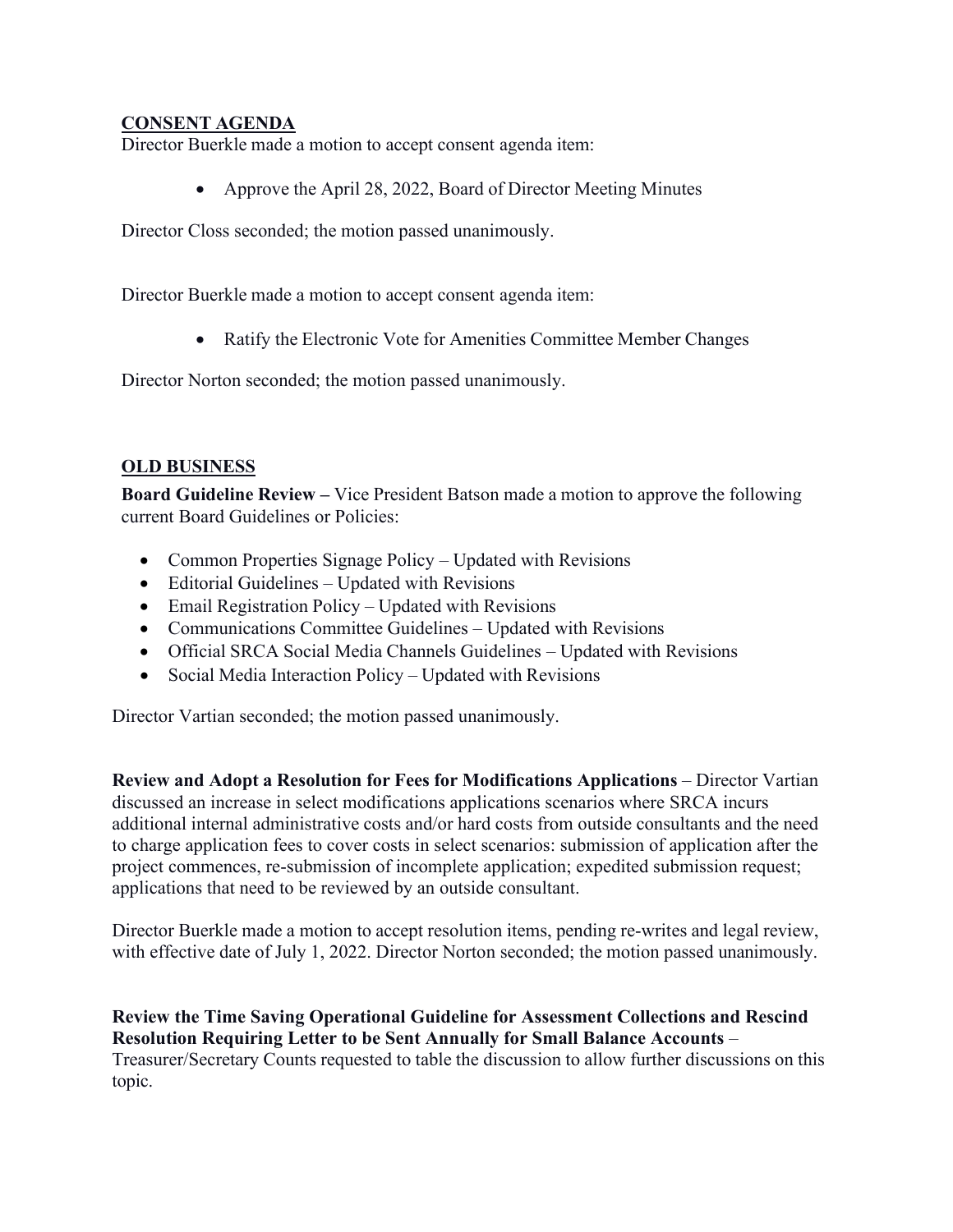## CONSENT AGENDA

Director Buerkle made a motion to accept consent agenda item:

- Approve the April 28, 2022, Board of Director Meeting Minutes

Director Closs seconded; the motion passed unanimously.

Director Buerkle made a motion to accept consent agenda item:

- Ratify the Electronic Vote for Amenities Committee Member Changes

Director Norton seconded; the motion passed unanimously.

## OLD BUSINESS

**Board Guideline Review –** Vice President Batson made a motion to approve the following current Board Guidelines or Policies:

- Common Properties Signage Policy – Updated with Revisions
- Editorial Guidelines – Updated with Revisions
- Email Registration Policy – Updated with Revisions
- Communications Committee Guidelines – Updated with Revisions
- Official SRCA Social Media Channels Guidelines – Updated with Revisions
- Social Media Interaction Policy – Updated with Revisions

Director Vartian seconded; the motion passed unanimously.

**Review and Adopt a Resolution for Fees for Modifications Applications** – Director Vartian discussed an increase in select modifications applications scenarios where SRCA incurs additional internal administrative costs and/or hard costs from outside consultants and the need to charge application fees to cover costs in select scenarios: submission of application after the project commences, re-submission of incomplete application; expedited submission request; applications that need to be reviewed by an outside consultant.

Director Buerkle made a motion to accept resolution items, pending re-writes and legal review, with effective date of July 1, 2022. Director Norton seconded; the motion passed unanimously.

**Review the Time Saving Operational Guideline for Assessment Collections and Rescind Resolution Requiring Letter to be Sent Annually for Small Balance Accounts** – Treasurer/Secretary Counts requested to table the discussion to allow further discussions on this topic.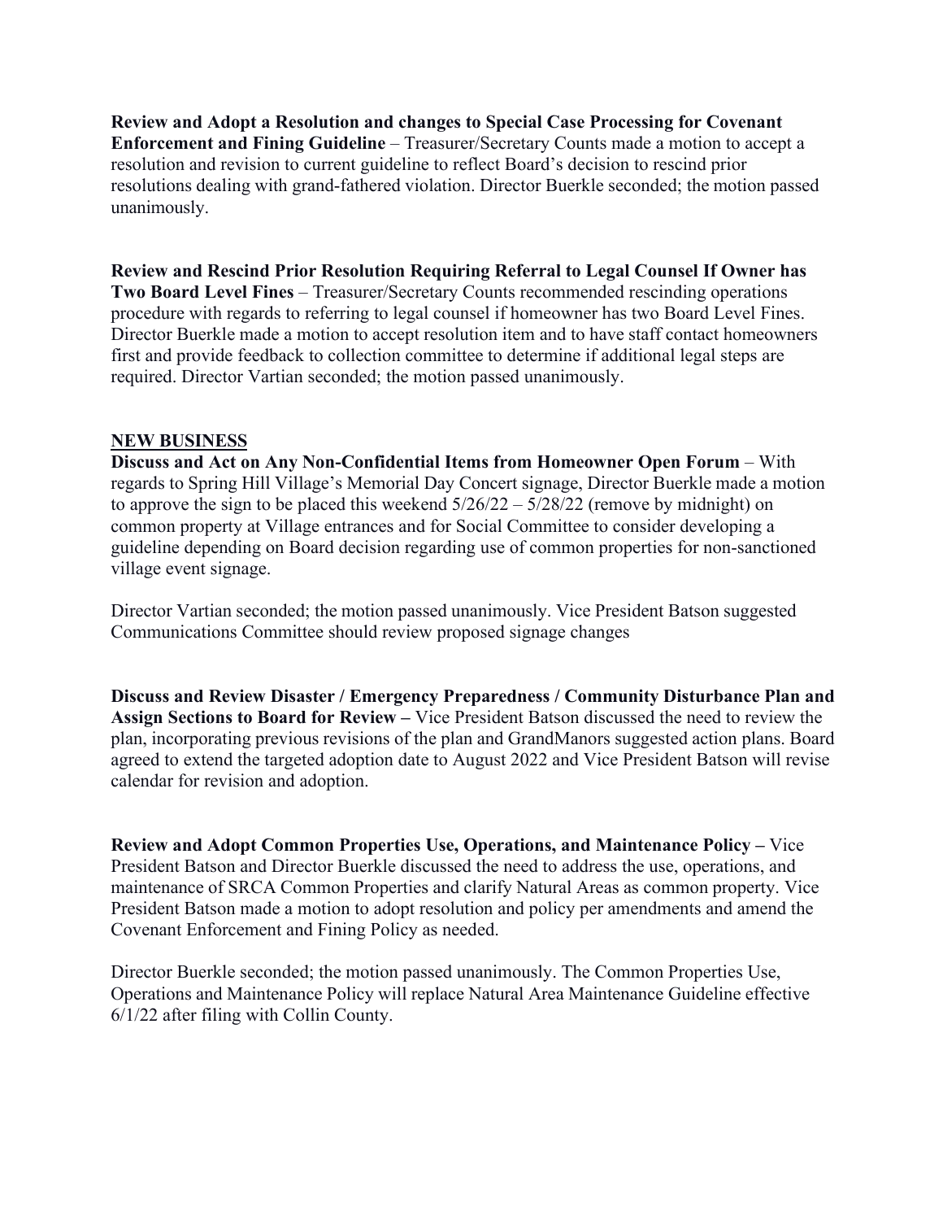**Review and Adopt a Resolution and changes to Special Case Processing for Covenant Enforcement and Fining Guideline** – Treasurer/Secretary Counts made a motion to accept a resolution and revision to current guideline to reflect Board's decision to rescind prior resolutions dealing with grand-fathered violation. Director Buerkle seconded; the motion passed unanimously.

**Review and Rescind Prior Resolution Requiring Referral to Legal Counsel If Owner has Two Board Level Fines** – Treasurer/Secretary Counts recommended rescinding operations procedure with regards to referring to legal counsel if homeowner has two Board Level Fines. Director Buerkle made a motion to accept resolution item and to have staff contact homeowners first and provide feedback to collection committee to determine if additional legal steps are required. Director Vartian seconded; the motion passed unanimously.

**NEW BUSINESS**

**Discuss and Act on Any Non-Confidential Items from Homeowner Open Forum** – With regards to Spring Hill Village's Memorial Day Concert signage, Director Buerkle made a motion to approve the sign to be placed this weekend 5/26/22 – 5/28/22 (remove by midnight) on common property at Village entrances and for Social Committee to consider developing a guideline depending on Board decision regarding use of common properties for non-sanctioned village event signage.

Director Vartian seconded; the motion passed unanimously. Vice President Batson suggested Communications Committee should review proposed signage changes

**Discuss and Review Disaster / Emergency Preparedness / Community Disturbance Plan and Assign Sections to Board for Review –** Vice President Batson discussed the need to review the plan, incorporating previous revisions of the plan and GrandManors suggested action plans. Board agreed to extend the targeted adoption date to August 2022 and Vice President Batson will revise calendar for revision and adoption.

**Review and Adopt Common Properties Use, Operations, and Maintenance Policy –** Vice President Batson and Director Buerkle discussed the need to address the use, operations, and maintenance of SRCA Common Properties and clarify Natural Areas as common property. Vice President Batson made a motion to adopt resolution and policy per amendments and amend the Covenant Enforcement and Fining Policy as needed.

Director Buerkle seconded; the motion passed unanimously. The Common Properties Use, Operations and Maintenance Policy will replace Natural Area Maintenance Guideline effective 6/1/22 after filing with Collin County.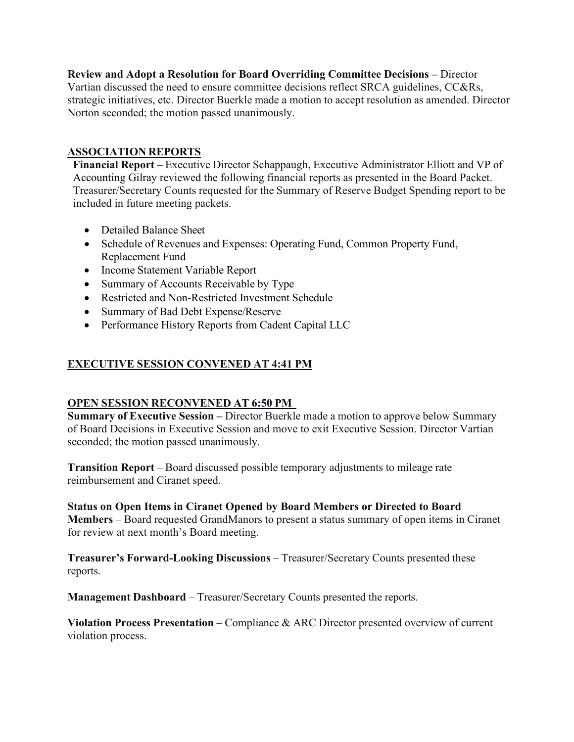**Review and Adopt a Resolution for Board Overriding Committee Decisions –** Director Vartian discussed the need to ensure committee decisions reflect SRCA guidelines, CC&Rs, strategic initiatives, etc. Director Buerkle made a motion to accept resolution as amended. Director Norton seconded; the motion passed unanimously.

## ASSOCIATION REPORTS

**Financial Report** – Executive Director Schappaugh, Executive Administrator Elliott and VP of Accounting Gilray reviewed the following financial reports as presented in the Board Packet. Treasurer/Secretary Counts requested for the Summary of Reserve Budget Spending report to be included in future meeting packets.

- Detailed Balance Sheet
- Schedule of Revenues and Expenses: Operating Fund, Common Property Fund, Replacement Fund
- Income Statement Variable Report
- Summary of Accounts Receivable by Type
- Restricted and Non-Restricted Investment Schedule
- Summary of Bad Debt Expense/Reserve
- Performance History Reports from Cadent Capital LLC

## EXECUTIVE SESSION CONVENED AT 4:41 PM

## OPEN SESSION RECONVENED AT 6:50 PM

**Summary of Executive Session –** Director Buerkle made a motion to approve below Summary of Board Decisions in Executive Session and move to exit Executive Session. Director Vartian seconded; the motion passed unanimously.

**Transition Report** – Board discussed possible temporary adjustments to mileage rate reimbursement and Ciranet speed.

**Status on Open Items in Ciranet Opened by Board Members or Directed to Board Members** – Board requested GrandManors to present a status summary of open items in Ciranet for review at next month's Board meeting.

**Treasurer's Forward-Looking Discussions** – Treasurer/Secretary Counts presented these reports.

**Management Dashboard** – Treasurer/Secretary Counts presented the reports.

**Violation Process Presentation** – Compliance & ARC Director presented overview of current violation process.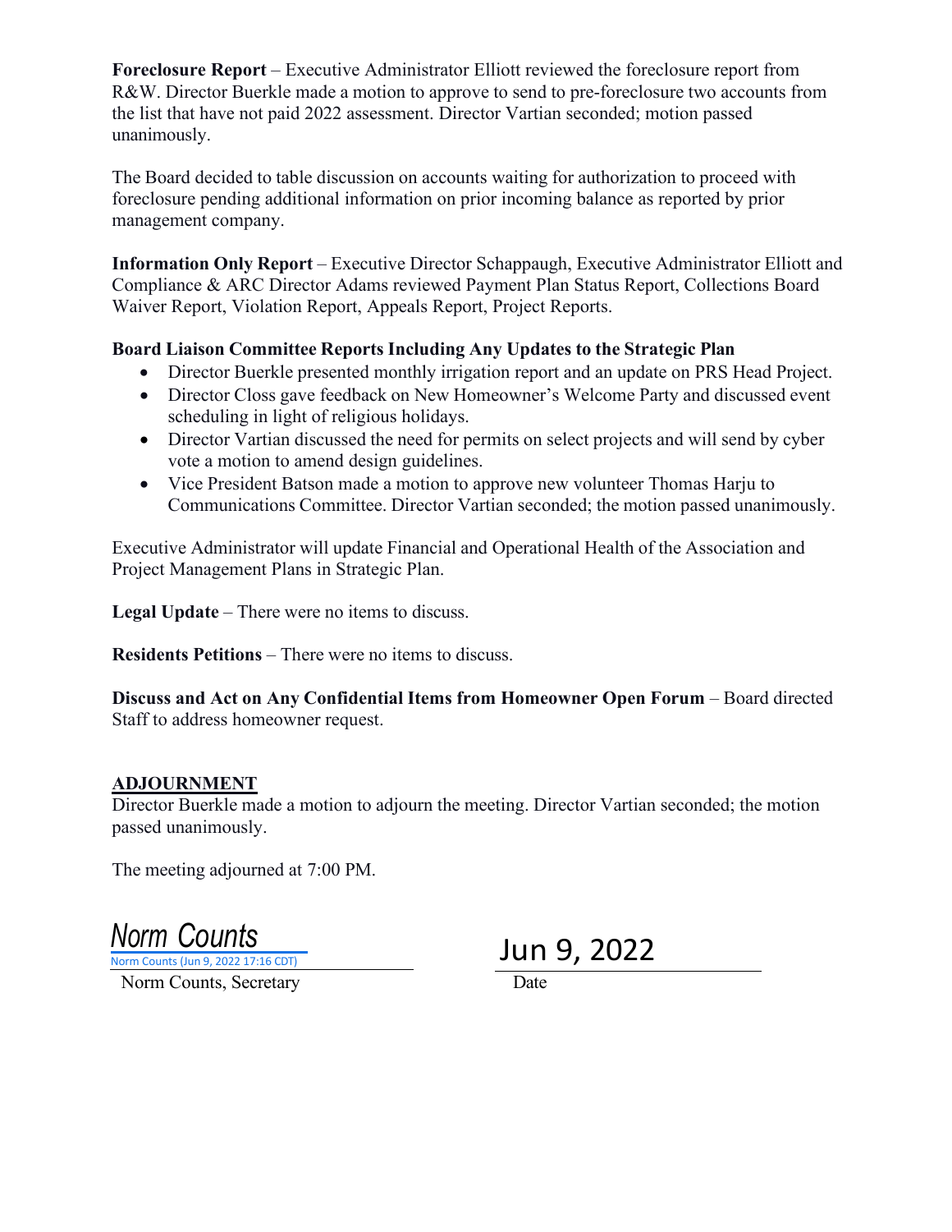**Foreclosure Report** – Executive Administrator Elliott reviewed the foreclosure report from R&W. Director Buerkle made a motion to approve to send to pre-foreclosure two accounts from the list that have not paid 2022 assessment. Director Vartian seconded; motion passed unanimously.

The Board decided to table discussion on accounts waiting for authorization to proceed with foreclosure pending additional information on prior incoming balance as reported by prior management company.

**Information Only Report** – Executive Director Schappaugh, Executive Administrator Elliott and Compliance & ARC Director Adams reviewed Payment Plan Status Report, Collections Board Waiver Report, Violation Report, Appeals Report, Project Reports.

**Board Liaison Committee Reports Including Any Updates to the Strategic Plan**

- Director Buerkle presented monthly irrigation report and an update on PRS Head Project.
- Director Closs gave feedback on New Homeowner's Welcome Party and discussed event scheduling in light of religious holidays.
- Director Vartian discussed the need for permits on select projects and will send by cyber vote a motion to amend design guidelines.
- Vice President Batson made a motion to approve new volunteer Thomas Harju to Communications Committee. Director Vartian seconded; the motion passed unanimously.

Executive Administrator will update Financial and Operational Health of the Association and Project Management Plans in Strategic Plan.

**Legal Update** – There were no items to discuss.

**Residents Petitions** – There were no items to discuss.

**Discuss and Act on Any Confidential Items from Homeowner Open Forum** – Board directed Staff to address homeowner request.

**ADJOURNMENT**

Director Buerkle made a motion to adjourn the meeting. Director Vartian seconded; the motion passed unanimously.

The meeting adjourned at 7:00 PM.

*Norm Counts*
Norm Counts (Jun 9, 2022 17:16 CDT)

Norm Counts, Secretary

Jun 9, 2022

Date